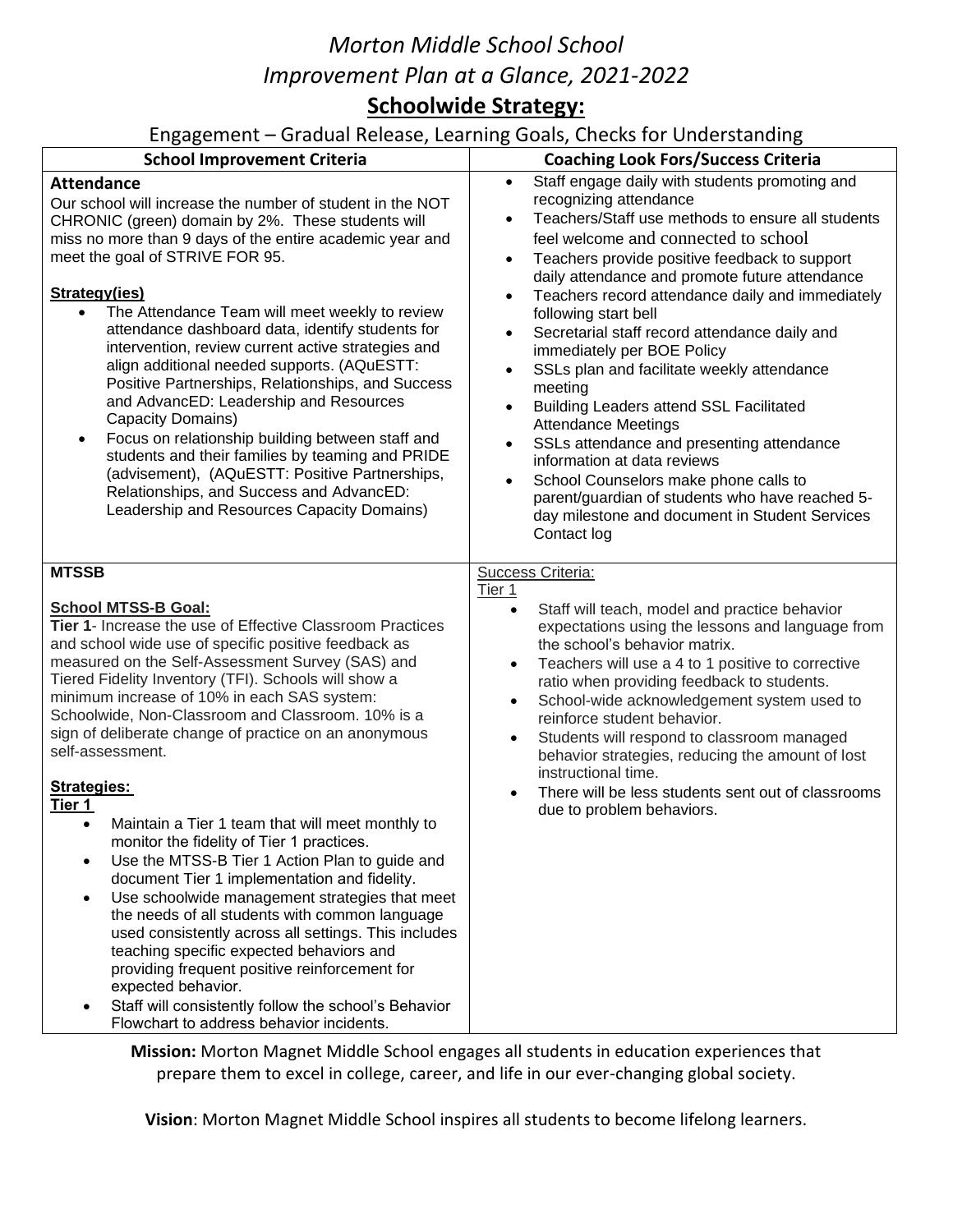# Morton Middle School School Improvement Plan at a Glance, 2021-2022

## Schoolwide Strategy:

Engagement – Gradual Release, Learning Goals, Checks for Understanding

| School Improvement Criteria | Coaching Look Fors/Success Criteria |
|---|---|
| **Attendance**<br>Our school will increase the number of student in the NOT CHRONIC (green) domain by 2%. These students will miss no more than 9 days of the entire academic year and meet the goal of STRIVE FOR 95.<br><br>**Strategy(ies)**<br>• The Attendance Team will meet weekly to review attendance dashboard data, identify students for intervention, review current active strategies and align additional needed supports. (AQuESTT: Positive Partnerships, Relationships, and Success and AdvancED: Leadership and Resources Capacity Domains)<br>• Focus on relationship building between staff and students and their families by teaming and PRIDE (advisement), (AQuESTT: Positive Partnerships, Relationships, and Success and AdvancED: Leadership and Resources Capacity Domains) | • Staff engage daily with students promoting and recognizing attendance<br>• Teachers/Staff use methods to ensure all students feel welcome and connected to school<br>• Teachers provide positive feedback to support daily attendance and promote future attendance<br>• Teachers record attendance daily and immediately following start bell<br>• Secretarial staff record attendance daily and immediately per BOE Policy<br>• SSLs plan and facilitate weekly attendance meeting<br>• Building Leaders attend SSL Facilitated Attendance Meetings<br>• SSLs attendance and presenting attendance information at data reviews<br>• School Counselors make phone calls to parent/guardian of students who have reached 5-day milestone and document in Student Services Contact log |
| **MTSSB**<br><br>**School MTSS-B Goal:**<br>**Tier 1**- Increase the use of Effective Classroom Practices and school wide use of specific positive feedback as measured on the Self-Assessment Survey (SAS) and Tiered Fidelity Inventory (TFI). Schools will show a minimum increase of 10% in each SAS system: Schoolwide, Non-Classroom and Classroom. 10% is a sign of deliberate change of practice on an anonymous self-assessment.<br><br>**Strategies:**<br>**Tier 1**<br>• Maintain a Tier 1 team that will meet monthly to monitor the fidelity of Tier 1 practices.<br>• Use the MTSS-B Tier 1 Action Plan to guide and document Tier 1 implementation and fidelity.<br>• Use schoolwide management strategies that meet the needs of all students with common language used consistently across all settings. This includes teaching specific expected behaviors and providing frequent positive reinforcement for expected behavior.<br>• Staff will consistently follow the school's Behavior Flowchart to address behavior incidents. | Success Criteria:<br>Tier 1<br>• Staff will teach, model and practice behavior expectations using the lessons and language from the school's behavior matrix.<br>• Teachers will use a 4 to 1 positive to corrective ratio when providing feedback to students.<br>• School-wide acknowledgement system used to reinforce student behavior.<br>• Students will respond to classroom managed behavior strategies, reducing the amount of lost instructional time.<br>• There will be less students sent out of classrooms due to problem behaviors. |

**Mission:** Morton Magnet Middle School engages all students in education experiences that prepare them to excel in college, career, and life in our ever-changing global society.

**Vision**: Morton Magnet Middle School inspires all students to become lifelong learners.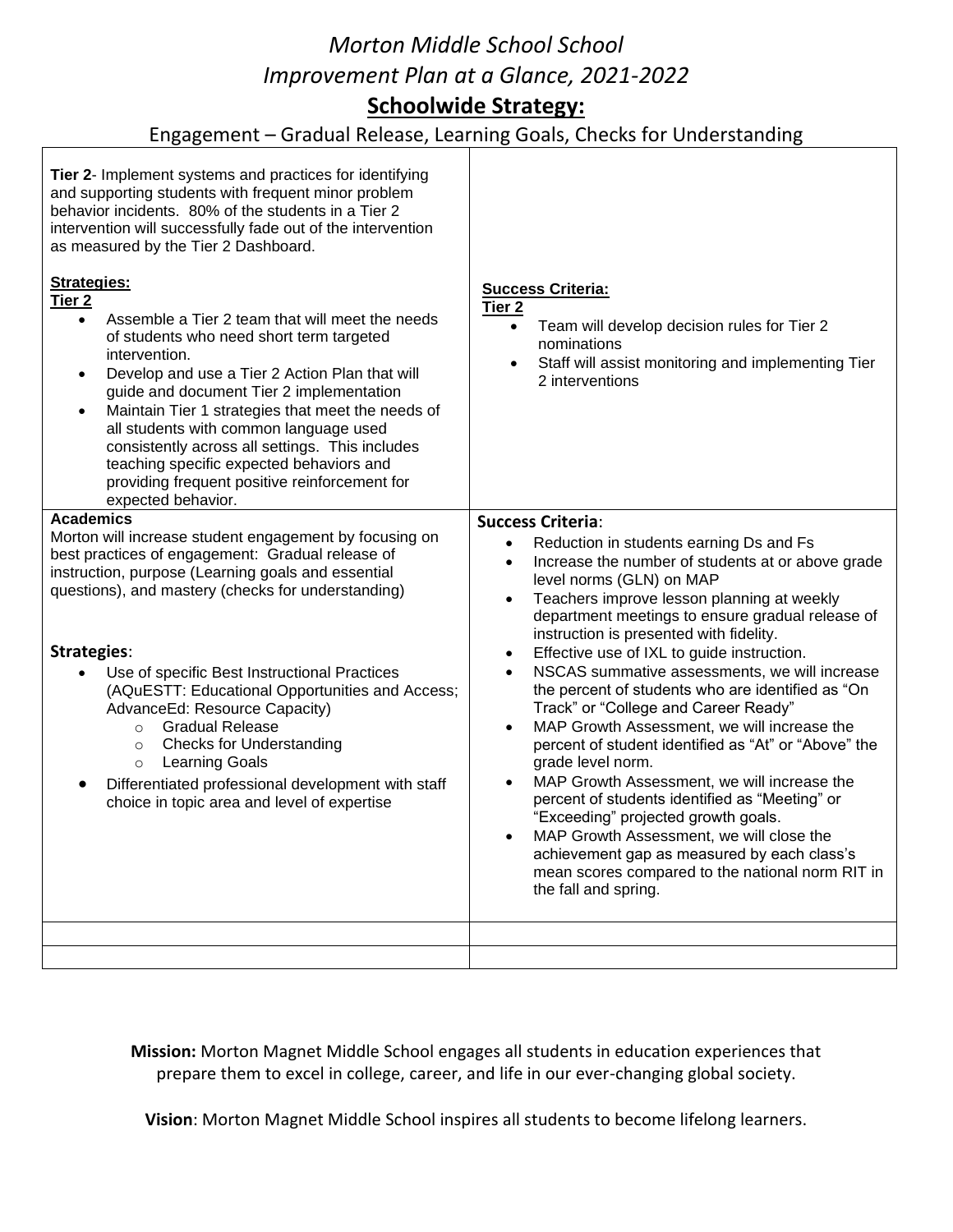# *Morton Middle School School Improvement Plan at a Glance, 2021-2022*

## Schoolwide Strategy:

Engagement – Gradual Release, Learning Goals, Checks for Understanding

| | |
|---|---|
| **Tier 2**- Implement systems and practices for identifying and supporting students with frequent minor problem behavior incidents. 80% of the students in a Tier 2 intervention will successfully fade out of the intervention as measured by the Tier 2 Dashboard.<br><br>**Strategies:**<br>**Tier 2**<br>• Assemble a Tier 2 team that will meet the needs of students who need short term targeted intervention.<br>• Develop and use a Tier 2 Action Plan that will guide and document Tier 2 implementation<br>• Maintain Tier 1 strategies that meet the needs of all students with common language used consistently across all settings. This includes teaching specific expected behaviors and providing frequent positive reinforcement for expected behavior. | **Success Criteria:**<br>**Tier 2**<br>• Team will develop decision rules for Tier 2 nominations<br>• Staff will assist monitoring and implementing Tier 2 interventions |
| **Academics**<br>Morton will increase student engagement by focusing on best practices of engagement: Gradual release of instruction, purpose (Learning goals and essential questions), and mastery (checks for understanding)<br><br>**Strategies**:<br>• Use of specific Best Instructional Practices (AQuESTT: Educational Opportunities and Access; AdvanceEd: Resource Capacity)<br>&nbsp;&nbsp;&nbsp;&nbsp;○ Gradual Release<br>&nbsp;&nbsp;&nbsp;&nbsp;○ Checks for Understanding<br>&nbsp;&nbsp;&nbsp;&nbsp;○ Learning Goals<br>• Differentiated professional development with staff choice in topic area and level of expertise | **Success Criteria**:<br>• Reduction in students earning Ds and Fs<br>• Increase the number of students at or above grade level norms (GLN) on MAP<br>• Teachers improve lesson planning at weekly department meetings to ensure gradual release of instruction is presented with fidelity.<br>• Effective use of IXL to guide instruction.<br>• NSCAS summative assessments, we will increase the percent of students who are identified as "On Track" or "College and Career Ready"<br>• MAP Growth Assessment, we will increase the percent of student identified as "At" or "Above" the grade level norm.<br>• MAP Growth Assessment, we will increase the percent of students identified as "Meeting" or "Exceeding" projected growth goals.<br>• MAP Growth Assessment, we will close the achievement gap as measured by each class's mean scores compared to the national norm RIT in the fall and spring. |
| | |
| | |

**Mission:** Morton Magnet Middle School engages all students in education experiences that prepare them to excel in college, career, and life in our ever-changing global society.

**Vision**: Morton Magnet Middle School inspires all students to become lifelong learners.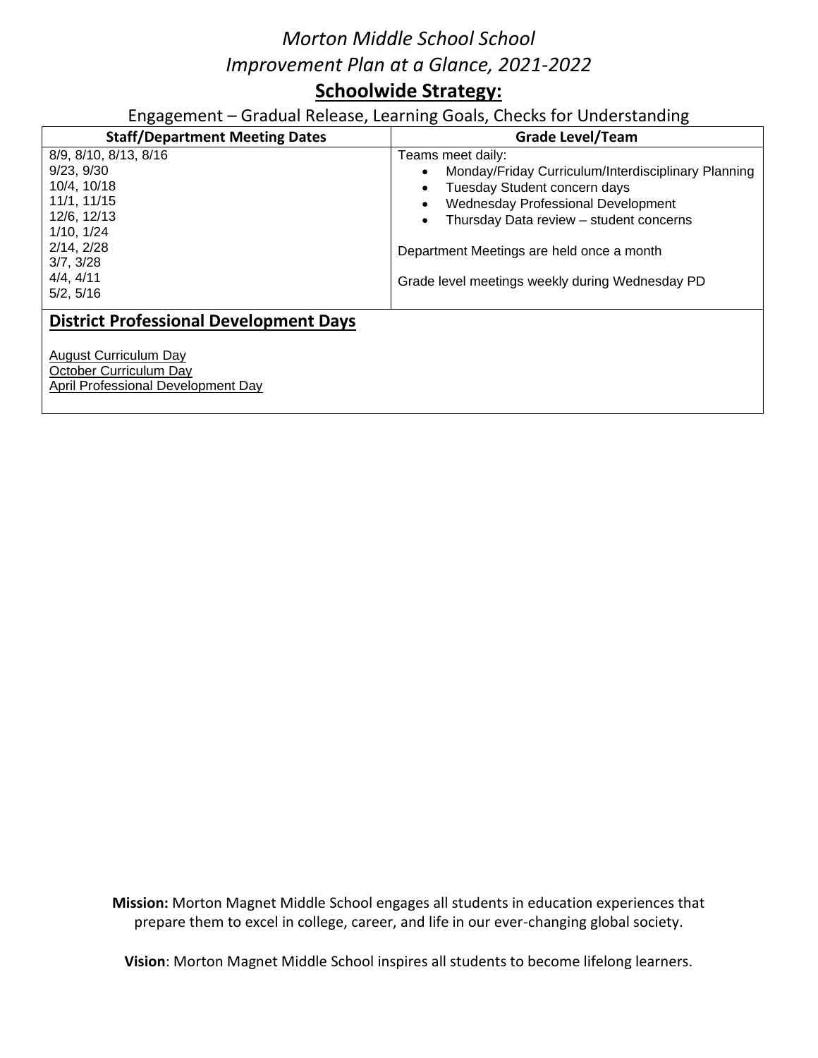# *Morton Middle School School Improvement Plan at a Glance, 2021-2022*

## Schoolwide Strategy:

Engagement – Gradual Release, Learning Goals, Checks for Understanding

| Staff/Department Meeting Dates | Grade Level/Team |
|---|---|
| 8/9, 8/10, 8/13, 8/16<br>9/23, 9/30<br>10/4, 10/18<br>11/1, 11/15<br>12/6, 12/13<br>1/10, 1/24<br>2/14, 2/28<br>3/7, 3/28<br>4/4, 4/11<br>5/2, 5/16 | Teams meet daily:<br>• Monday/Friday Curriculum/Interdisciplinary Planning<br>• Tuesday Student concern days<br>• Wednesday Professional Development<br>• Thursday Data review – student concerns<br><br>Department Meetings are held once a month<br><br>Grade level meetings weekly during Wednesday PD |

## District Professional Development Days

August Curriculum Day
October Curriculum Day
April Professional Development Day

**Mission:** Morton Magnet Middle School engages all students in education experiences that prepare them to excel in college, career, and life in our ever-changing global society.

**Vision**: Morton Magnet Middle School inspires all students to become lifelong learners.